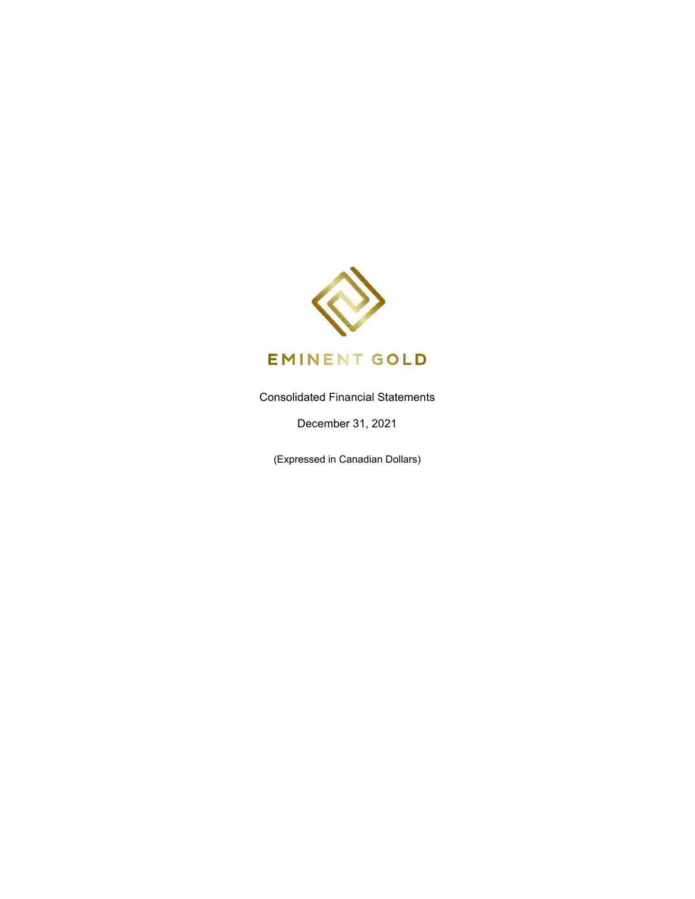EMINENT GOLD

Consolidated Financial Statements

December 31, 2021

(Expressed in Canadian Dollars)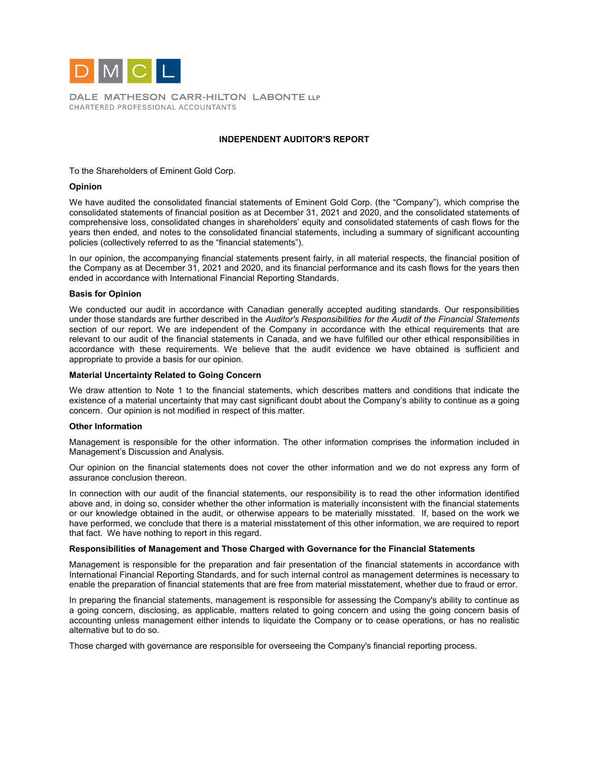DALE MATHESON CARR-HILTON LABONTE LLP
CHARTERED PROFESSIONAL ACCOUNTANTS

# INDEPENDENT AUDITOR'S REPORT

To the Shareholders of Eminent Gold Corp.

**Opinion**

We have audited the consolidated financial statements of Eminent Gold Corp. (the "Company"), which comprise the consolidated statements of financial position as at December 31, 2021 and 2020, and the consolidated statements of comprehensive loss, consolidated changes in shareholders' equity and consolidated statements of cash flows for the years then ended, and notes to the consolidated financial statements, including a summary of significant accounting policies (collectively referred to as the "financial statements").

In our opinion, the accompanying financial statements present fairly, in all material respects, the financial position of the Company as at December 31, 2021 and 2020, and its financial performance and its cash flows for the years then ended in accordance with International Financial Reporting Standards.

**Basis for Opinion**

We conducted our audit in accordance with Canadian generally accepted auditing standards. Our responsibilities under those standards are further described in the *Auditor's Responsibilities for the Audit of the Financial Statements* section of our report. We are independent of the Company in accordance with the ethical requirements that are relevant to our audit of the financial statements in Canada, and we have fulfilled our other ethical responsibilities in accordance with these requirements. We believe that the audit evidence we have obtained is sufficient and appropriate to provide a basis for our opinion.

**Material Uncertainty Related to Going Concern**

We draw attention to Note 1 to the financial statements, which describes matters and conditions that indicate the existence of a material uncertainty that may cast significant doubt about the Company's ability to continue as a going concern. Our opinion is not modified in respect of this matter.

**Other Information**

Management is responsible for the other information. The other information comprises the information included in Management's Discussion and Analysis.

Our opinion on the financial statements does not cover the other information and we do not express any form of assurance conclusion thereon.

In connection with our audit of the financial statements, our responsibility is to read the other information identified above and, in doing so, consider whether the other information is materially inconsistent with the financial statements or our knowledge obtained in the audit, or otherwise appears to be materially misstated. If, based on the work we have performed, we conclude that there is a material misstatement of this other information, we are required to report that fact. We have nothing to report in this regard.

**Responsibilities of Management and Those Charged with Governance for the Financial Statements**

Management is responsible for the preparation and fair presentation of the financial statements in accordance with International Financial Reporting Standards, and for such internal control as management determines is necessary to enable the preparation of financial statements that are free from material misstatement, whether due to fraud or error.

In preparing the financial statements, management is responsible for assessing the Company's ability to continue as a going concern, disclosing, as applicable, matters related to going concern and using the going concern basis of accounting unless management either intends to liquidate the Company or to cease operations, or has no realistic alternative but to do so.

Those charged with governance are responsible for overseeing the Company's financial reporting process.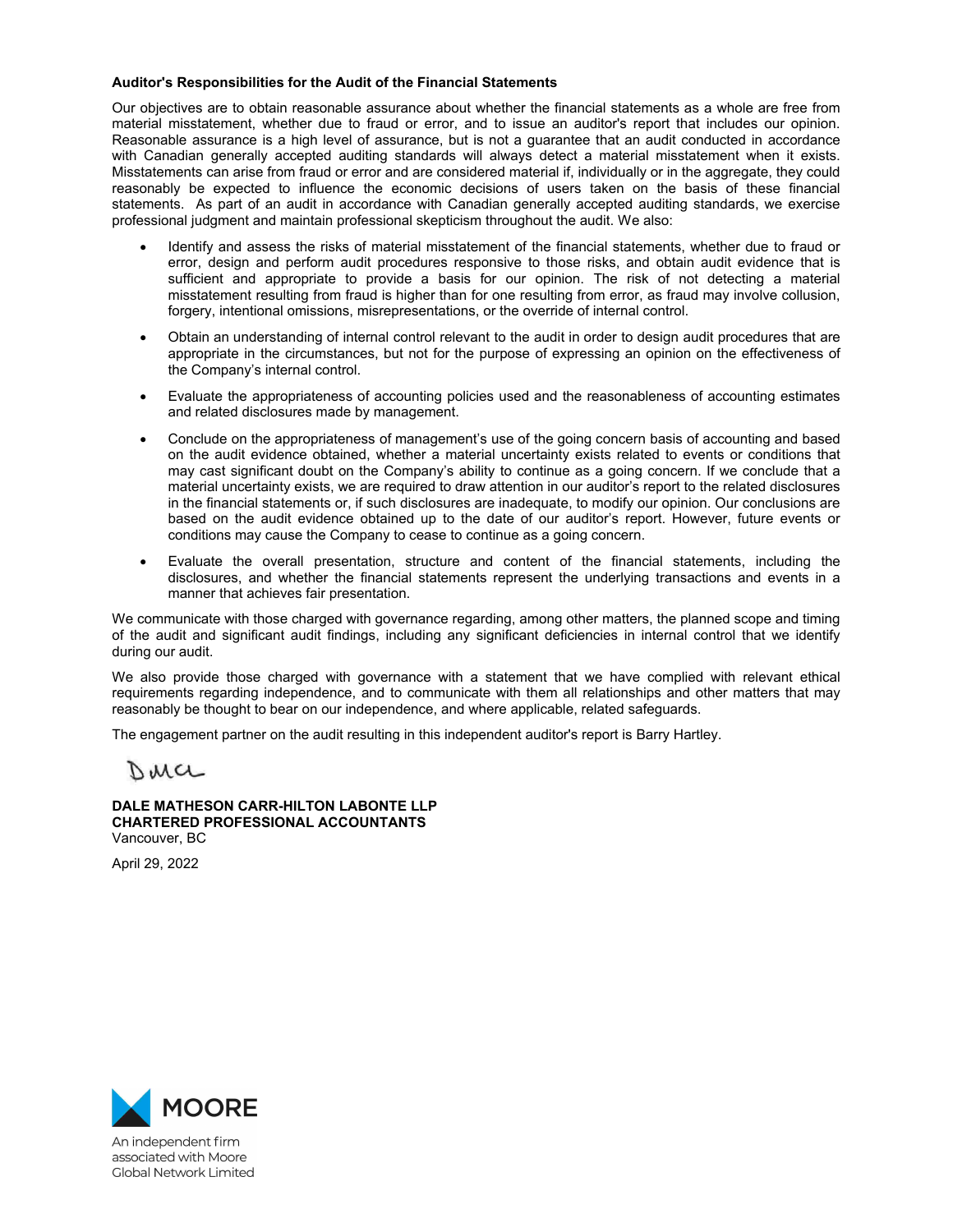**Auditor's Responsibilities for the Audit of the Financial Statements**

Our objectives are to obtain reasonable assurance about whether the financial statements as a whole are free from material misstatement, whether due to fraud or error, and to issue an auditor's report that includes our opinion. Reasonable assurance is a high level of assurance, but is not a guarantee that an audit conducted in accordance with Canadian generally accepted auditing standards will always detect a material misstatement when it exists. Misstatements can arise from fraud or error and are considered material if, individually or in the aggregate, they could reasonably be expected to influence the economic decisions of users taken on the basis of these financial statements. As part of an audit in accordance with Canadian generally accepted auditing standards, we exercise professional judgment and maintain professional skepticism throughout the audit. We also:

- Identify and assess the risks of material misstatement of the financial statements, whether due to fraud or error, design and perform audit procedures responsive to those risks, and obtain audit evidence that is sufficient and appropriate to provide a basis for our opinion. The risk of not detecting a material misstatement resulting from fraud is higher than for one resulting from error, as fraud may involve collusion, forgery, intentional omissions, misrepresentations, or the override of internal control.

- Obtain an understanding of internal control relevant to the audit in order to design audit procedures that are appropriate in the circumstances, but not for the purpose of expressing an opinion on the effectiveness of the Company's internal control.

- Evaluate the appropriateness of accounting policies used and the reasonableness of accounting estimates and related disclosures made by management.

- Conclude on the appropriateness of management's use of the going concern basis of accounting and based on the audit evidence obtained, whether a material uncertainty exists related to events or conditions that may cast significant doubt on the Company's ability to continue as a going concern. If we conclude that a material uncertainty exists, we are required to draw attention in our auditor's report to the related disclosures in the financial statements or, if such disclosures are inadequate, to modify our opinion. Our conclusions are based on the audit evidence obtained up to the date of our auditor's report. However, future events or conditions may cause the Company to cease to continue as a going concern.

- Evaluate the overall presentation, structure and content of the financial statements, including the disclosures, and whether the financial statements represent the underlying transactions and events in a manner that achieves fair presentation.

We communicate with those charged with governance regarding, among other matters, the planned scope and timing of the audit and significant audit findings, including any significant deficiencies in internal control that we identify during our audit.

We also provide those charged with governance with a statement that we have complied with relevant ethical requirements regarding independence, and to communicate with them all relationships and other matters that may reasonably be thought to bear on our independence, and where applicable, related safeguards.

The engagement partner on the audit resulting in this independent auditor's report is Barry Hartley.

DMCL

**DALE MATHESON CARR-HILTON LABONTE LLP**
**CHARTERED PROFESSIONAL ACCOUNTANTS**
Vancouver, BC

April 29, 2022

MOORE

An independent firm associated with Moore Global Network Limited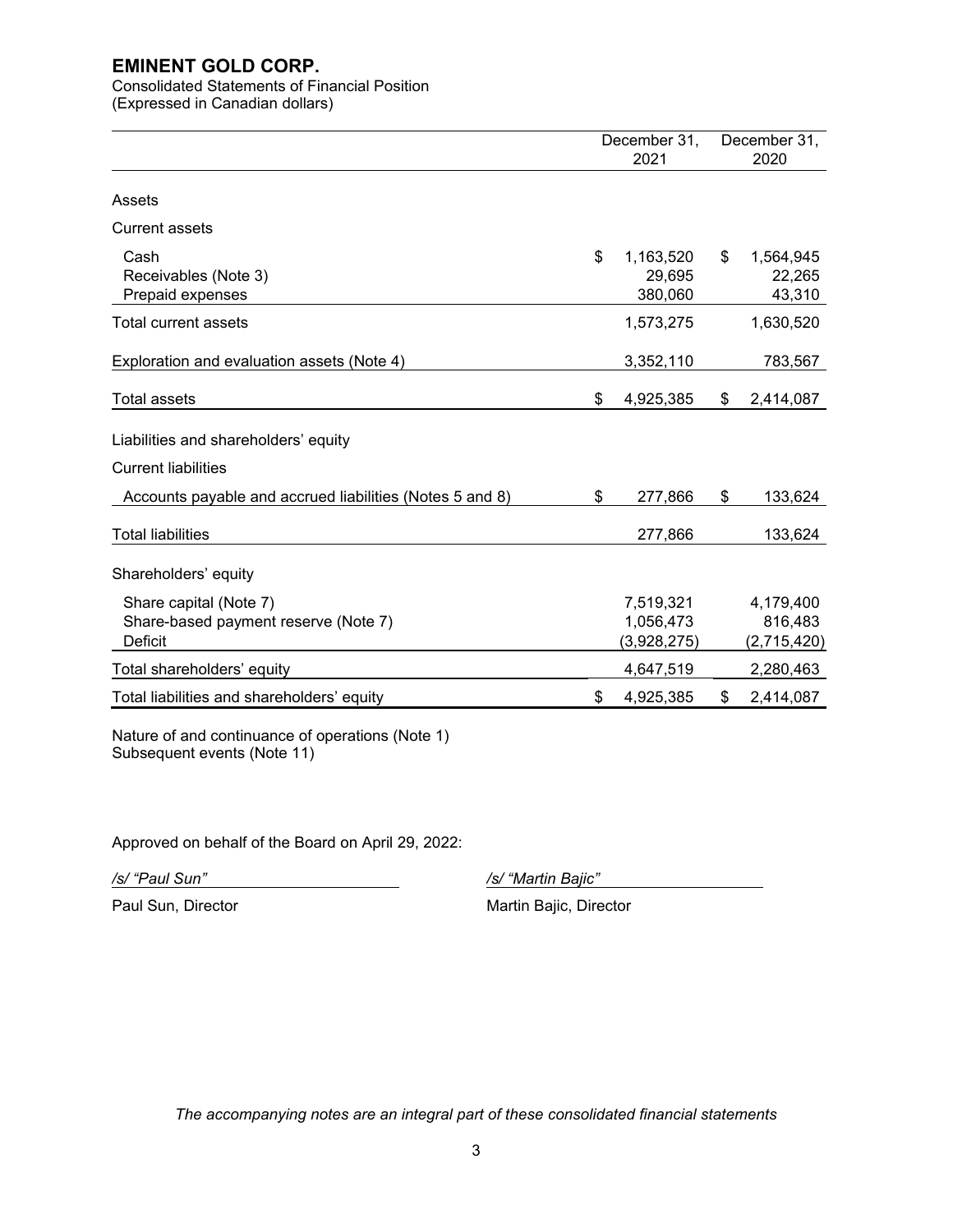# EMINENT GOLD CORP.

Consolidated Statements of Financial Position
(Expressed in Canadian dollars)

| | December 31, 2021 | December 31, 2020 |
|---|---|---|
| Assets | | |
| Current assets | | |
| Cash | $ 1,163,520 | $ 1,564,945 |
| Receivables (Note 3) | 29,695 | 22,265 |
| Prepaid expenses | 380,060 | 43,310 |
| Total current assets | 1,573,275 | 1,630,520 |
| Exploration and evaluation assets (Note 4) | 3,352,110 | 783,567 |
| Total assets | $ 4,925,385 | $ 2,414,087 |
| Liabilities and shareholders' equity | | |
| Current liabilities | | |
| Accounts payable and accrued liabilities (Notes 5 and 8) | $ 277,866 | $ 133,624 |
| Total liabilities | 277,866 | 133,624 |
| Shareholders' equity | | |
| Share capital (Note 7) | 7,519,321 | 4,179,400 |
| Share-based payment reserve (Note 7) | 1,056,473 | 816,483 |
| Deficit | (3,928,275) | (2,715,420) |
| Total shareholders' equity | 4,647,519 | 2,280,463 |
| Total liabilities and shareholders' equity | $ 4,925,385 | $ 2,414,087 |

Nature of and continuance of operations (Note 1)
Subsequent events (Note 11)

Approved on behalf of the Board on April 29, 2022:

*/s/ "Paul Sun"*
Paul Sun, Director

*/s/ "Martin Bajic"*
Martin Bajic, Director

*The accompanying notes are an integral part of these consolidated financial statements*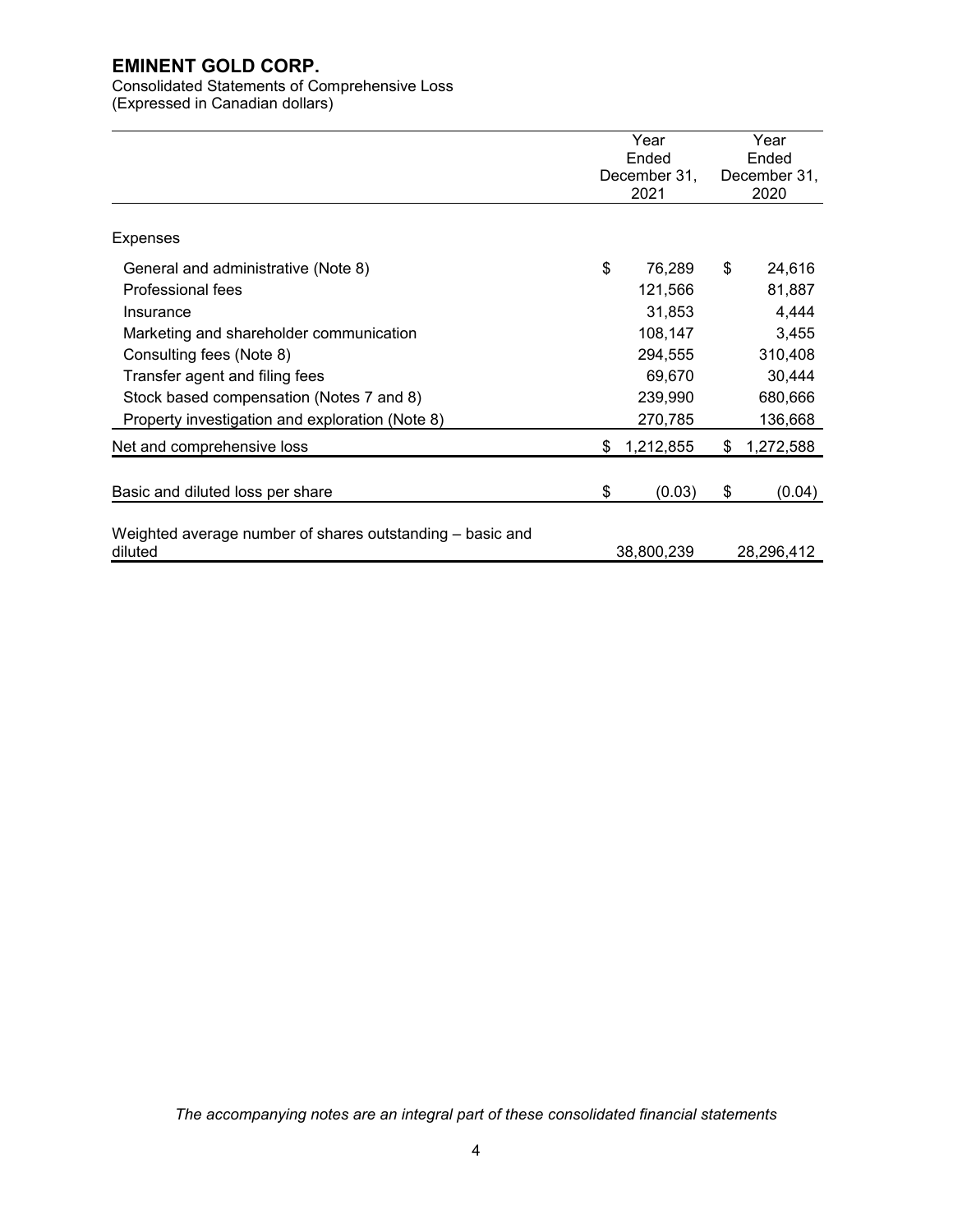# EMINENT GOLD CORP.

Consolidated Statements of Comprehensive Loss
(Expressed in Canadian dollars)

| | Year Ended December 31, 2021 | Year Ended December 31, 2020 |
|---|---|---|
| Expenses | | |
| General and administrative (Note 8) | $ 76,289 | $ 24,616 |
| Professional fees | 121,566 | 81,887 |
| Insurance | 31,853 | 4,444 |
| Marketing and shareholder communication | 108,147 | 3,455 |
| Consulting fees (Note 8) | 294,555 | 310,408 |
| Transfer agent and filing fees | 69,670 | 30,444 |
| Stock based compensation (Notes 7 and 8) | 239,990 | 680,666 |
| Property investigation and exploration (Note 8) | 270,785 | 136,668 |
| Net and comprehensive loss | $ 1,212,855 | $ 1,272,588 |
| Basic and diluted loss per share | $ (0.03) | $ (0.04) |
| Weighted average number of shares outstanding – basic and diluted | 38,800,239 | 28,296,412 |

*The accompanying notes are an integral part of these consolidated financial statements*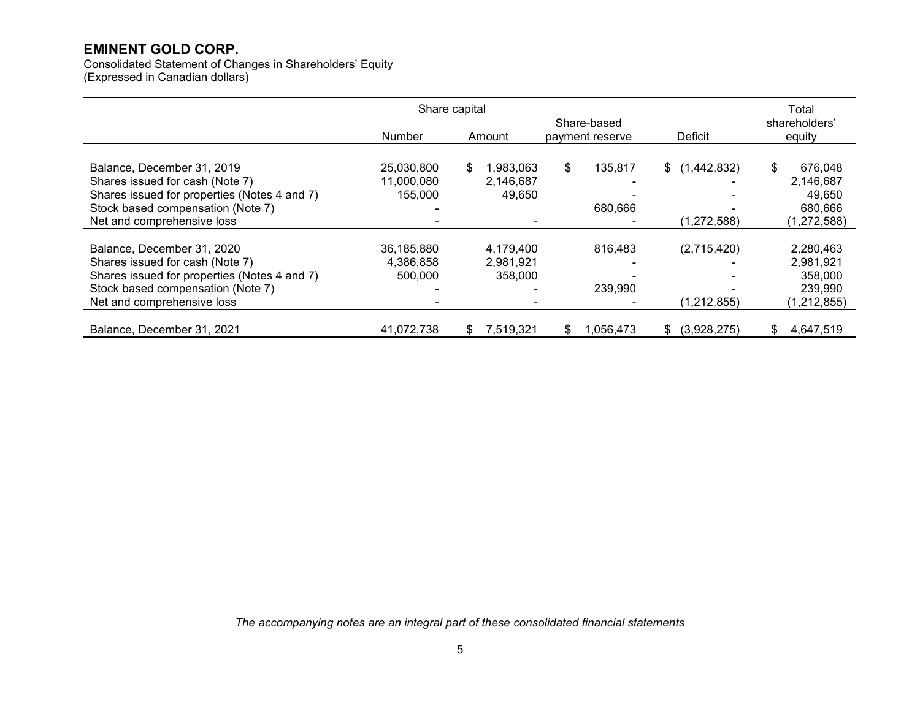# EMINENT GOLD CORP.

Consolidated Statement of Changes in Shareholders' Equity
(Expressed in Canadian dollars)

| | Share capital | | Share-based | | Total |
|---|---|---|---|---|---|
| | Number | Amount | payment reserve | Deficit | shareholders' equity |
| Balance, December 31, 2019 | 25,030,800 | $ 1,983,063 | $ 135,817 | $ (1,442,832) | $ 676,048 |
| Shares issued for cash (Note 7) | 11,000,080 | 2,146,687 | - | - | 2,146,687 |
| Shares issued for properties (Notes 4 and 7) | 155,000 | 49,650 | - | - | 49,650 |
| Stock based compensation (Note 7) | - | | 680,666 | - | 680,666 |
| Net and comprehensive loss | - | - | - | (1,272,588) | (1,272,588) |
| Balance, December 31, 2020 | 36,185,880 | 4,179,400 | 816,483 | (2,715,420) | 2,280,463 |
| Shares issued for cash (Note 7) | 4,386,858 | 2,981,921 | - | - | 2,981,921 |
| Shares issued for properties (Notes 4 and 7) | 500,000 | 358,000 | - | - | 358,000 |
| Stock based compensation (Note 7) | - | - | 239,990 | - | 239,990 |
| Net and comprehensive loss | - | - | - | (1,212,855) | (1,212,855) |
| Balance, December 31, 2021 | 41,072,738 | $ 7,519,321 | $ 1,056,473 | $ (3,928,275) | $ 4,647,519 |

*The accompanying notes are an integral part of these consolidated financial statements*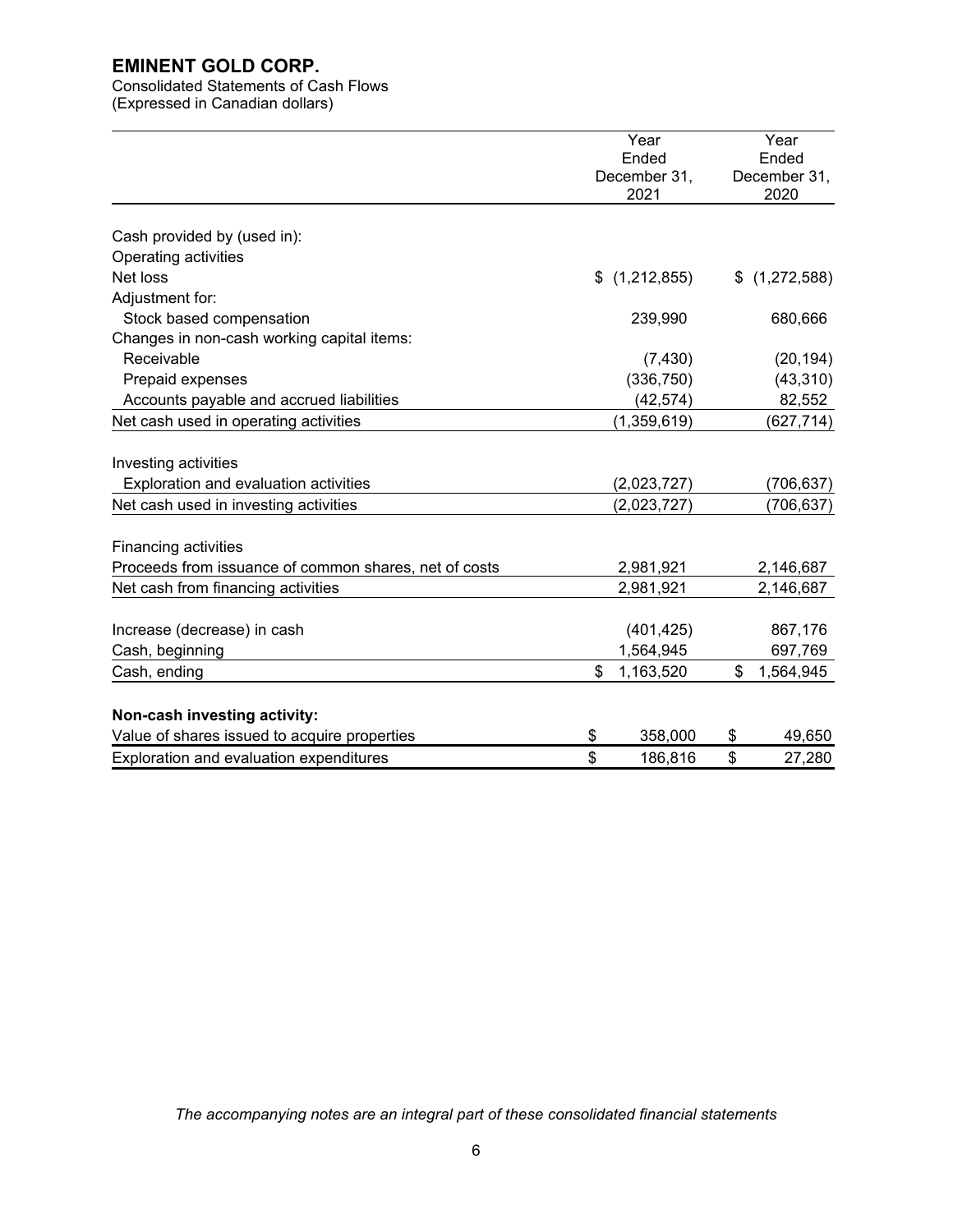# EMINENT GOLD CORP.

Consolidated Statements of Cash Flows
(Expressed in Canadian dollars)

| | Year Ended December 31, 2021 | Year Ended December 31, 2020 |
|---|---|---|
| Cash provided by (used in): | | |
| Operating activities | | |
| Net loss | $ (1,212,855) | $ (1,272,588) |
| Adjustment for: | | |
| Stock based compensation | 239,990 | 680,666 |
| Changes in non-cash working capital items: | | |
| Receivable | (7,430) | (20,194) |
| Prepaid expenses | (336,750) | (43,310) |
| Accounts payable and accrued liabilities | (42,574) | 82,552 |
| Net cash used in operating activities | (1,359,619) | (627,714) |
| Investing activities | | |
| Exploration and evaluation activities | (2,023,727) | (706,637) |
| Net cash used in investing activities | (2,023,727) | (706,637) |
| Financing activities | | |
| Proceeds from issuance of common shares, net of costs | 2,981,921 | 2,146,687 |
| Net cash from financing activities | 2,981,921 | 2,146,687 |
| Increase (decrease) in cash | (401,425) | 867,176 |
| Cash, beginning | 1,564,945 | 697,769 |
| Cash, ending | $ 1,163,520 | $ 1,564,945 |
| **Non-cash investing activity:** | | |
| Value of shares issued to acquire properties | $ 358,000 | $ 49,650 |
| Exploration and evaluation expenditures | $ 186,816 | $ 27,280 |

*The accompanying notes are an integral part of these consolidated financial statements*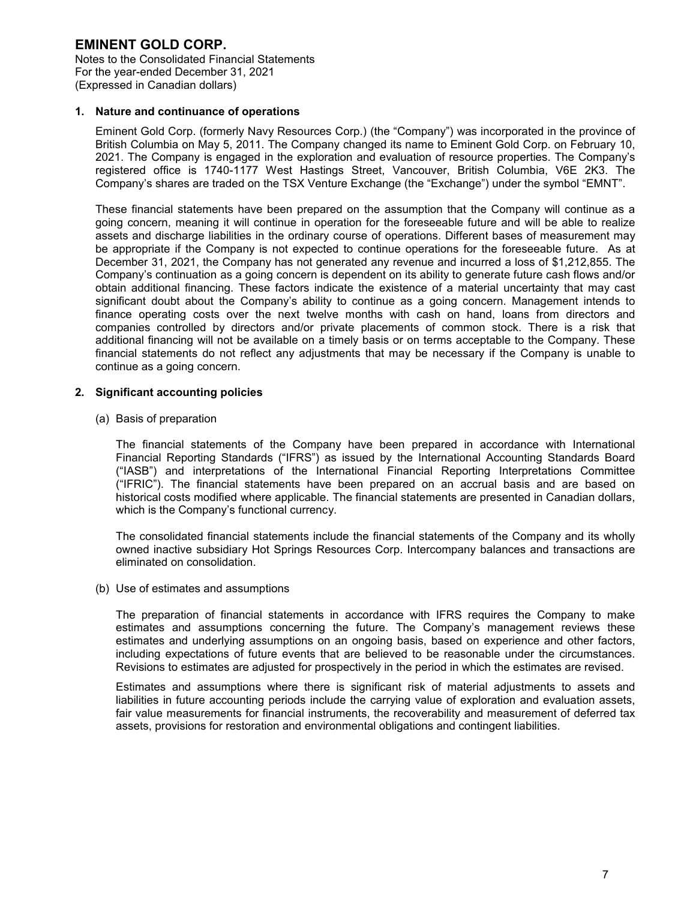# EMINENT GOLD CORP.

Notes to the Consolidated Financial Statements
For the year-ended December 31, 2021
(Expressed in Canadian dollars)

## 1. Nature and continuance of operations

Eminent Gold Corp. (formerly Navy Resources Corp.) (the "Company") was incorporated in the province of British Columbia on May 5, 2011. The Company changed its name to Eminent Gold Corp. on February 10, 2021. The Company is engaged in the exploration and evaluation of resource properties. The Company's registered office is 1740-1177 West Hastings Street, Vancouver, British Columbia, V6E 2K3. The Company's shares are traded on the TSX Venture Exchange (the "Exchange") under the symbol "EMNT".

These financial statements have been prepared on the assumption that the Company will continue as a going concern, meaning it will continue in operation for the foreseeable future and will be able to realize assets and discharge liabilities in the ordinary course of operations. Different bases of measurement may be appropriate if the Company is not expected to continue operations for the foreseeable future. As at December 31, 2021, the Company has not generated any revenue and incurred a loss of $1,212,855. The Company's continuation as a going concern is dependent on its ability to generate future cash flows and/or obtain additional financing. These factors indicate the existence of a material uncertainty that may cast significant doubt about the Company's ability to continue as a going concern. Management intends to finance operating costs over the next twelve months with cash on hand, loans from directors and companies controlled by directors and/or private placements of common stock. There is a risk that additional financing will not be available on a timely basis or on terms acceptable to the Company. These financial statements do not reflect any adjustments that may be necessary if the Company is unable to continue as a going concern.

## 2. Significant accounting policies

### (a) Basis of preparation

The financial statements of the Company have been prepared in accordance with International Financial Reporting Standards ("IFRS") as issued by the International Accounting Standards Board ("IASB") and interpretations of the International Financial Reporting Interpretations Committee ("IFRIC"). The financial statements have been prepared on an accrual basis and are based on historical costs modified where applicable. The financial statements are presented in Canadian dollars, which is the Company's functional currency.

The consolidated financial statements include the financial statements of the Company and its wholly owned inactive subsidiary Hot Springs Resources Corp. Intercompany balances and transactions are eliminated on consolidation.

### (b) Use of estimates and assumptions

The preparation of financial statements in accordance with IFRS requires the Company to make estimates and assumptions concerning the future. The Company's management reviews these estimates and underlying assumptions on an ongoing basis, based on experience and other factors, including expectations of future events that are believed to be reasonable under the circumstances. Revisions to estimates are adjusted for prospectively in the period in which the estimates are revised.

Estimates and assumptions where there is significant risk of material adjustments to assets and liabilities in future accounting periods include the carrying value of exploration and evaluation assets, fair value measurements for financial instruments, the recoverability and measurement of deferred tax assets, provisions for restoration and environmental obligations and contingent liabilities.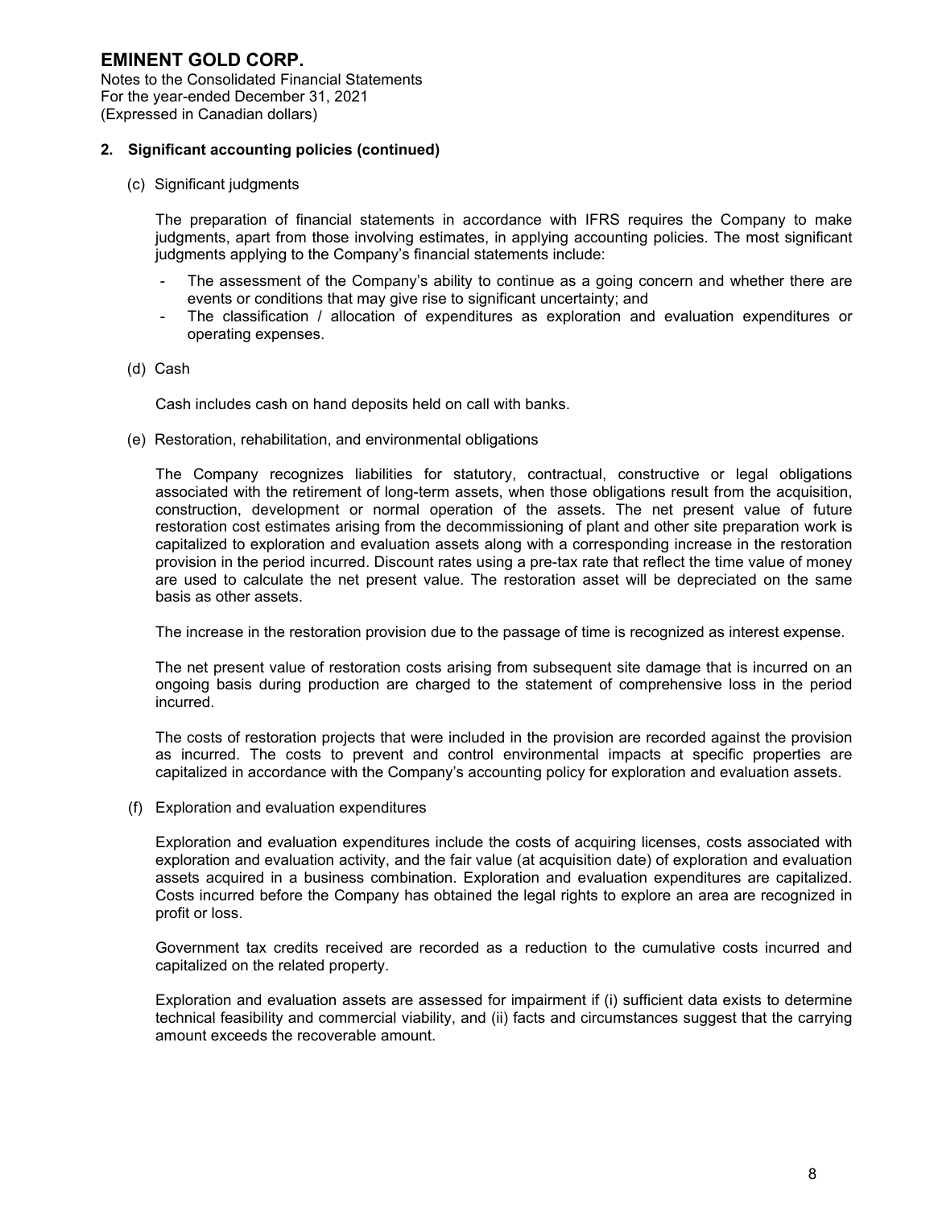# EMINENT GOLD CORP.

Notes to the Consolidated Financial Statements
For the year-ended December 31, 2021
(Expressed in Canadian dollars)

## 2. Significant accounting policies (continued)

(c) Significant judgments

The preparation of financial statements in accordance with IFRS requires the Company to make judgments, apart from those involving estimates, in applying accounting policies. The most significant judgments applying to the Company's financial statements include:

- The assessment of the Company's ability to continue as a going concern and whether there are events or conditions that may give rise to significant uncertainty; and
- The classification / allocation of expenditures as exploration and evaluation expenditures or operating expenses.

(d) Cash

Cash includes cash on hand deposits held on call with banks.

(e) Restoration, rehabilitation, and environmental obligations

The Company recognizes liabilities for statutory, contractual, constructive or legal obligations associated with the retirement of long-term assets, when those obligations result from the acquisition, construction, development or normal operation of the assets. The net present value of future restoration cost estimates arising from the decommissioning of plant and other site preparation work is capitalized to exploration and evaluation assets along with a corresponding increase in the restoration provision in the period incurred. Discount rates using a pre-tax rate that reflect the time value of money are used to calculate the net present value. The restoration asset will be depreciated on the same basis as other assets.

The increase in the restoration provision due to the passage of time is recognized as interest expense.

The net present value of restoration costs arising from subsequent site damage that is incurred on an ongoing basis during production are charged to the statement of comprehensive loss in the period incurred.

The costs of restoration projects that were included in the provision are recorded against the provision as incurred. The costs to prevent and control environmental impacts at specific properties are capitalized in accordance with the Company's accounting policy for exploration and evaluation assets.

(f) Exploration and evaluation expenditures

Exploration and evaluation expenditures include the costs of acquiring licenses, costs associated with exploration and evaluation activity, and the fair value (at acquisition date) of exploration and evaluation assets acquired in a business combination. Exploration and evaluation expenditures are capitalized. Costs incurred before the Company has obtained the legal rights to explore an area are recognized in profit or loss.

Government tax credits received are recorded as a reduction to the cumulative costs incurred and capitalized on the related property.

Exploration and evaluation assets are assessed for impairment if (i) sufficient data exists to determine technical feasibility and commercial viability, and (ii) facts and circumstances suggest that the carrying amount exceeds the recoverable amount.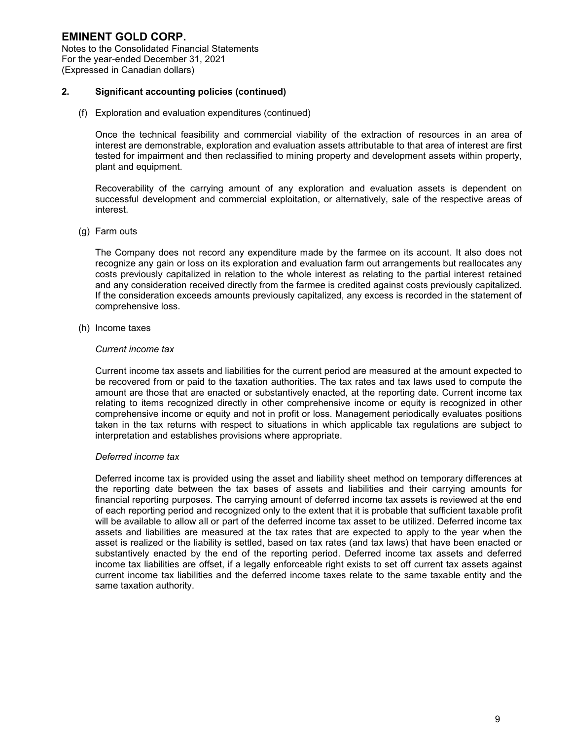# EMINENT GOLD CORP.

Notes to the Consolidated Financial Statements
For the year-ended December 31, 2021
(Expressed in Canadian dollars)

## 2. Significant accounting policies (continued)

(f) Exploration and evaluation expenditures (continued)

Once the technical feasibility and commercial viability of the extraction of resources in an area of interest are demonstrable, exploration and evaluation assets attributable to that area of interest are first tested for impairment and then reclassified to mining property and development assets within property, plant and equipment.

Recoverability of the carrying amount of any exploration and evaluation assets is dependent on successful development and commercial exploitation, or alternatively, sale of the respective areas of interest.

(g) Farm outs

The Company does not record any expenditure made by the farmee on its account. It also does not recognize any gain or loss on its exploration and evaluation farm out arrangements but reallocates any costs previously capitalized in relation to the whole interest as relating to the partial interest retained and any consideration received directly from the farmee is credited against costs previously capitalized. If the consideration exceeds amounts previously capitalized, any excess is recorded in the statement of comprehensive loss.

(h) Income taxes

*Current income tax*

Current income tax assets and liabilities for the current period are measured at the amount expected to be recovered from or paid to the taxation authorities. The tax rates and tax laws used to compute the amount are those that are enacted or substantively enacted, at the reporting date. Current income tax relating to items recognized directly in other comprehensive income or equity is recognized in other comprehensive income or equity and not in profit or loss. Management periodically evaluates positions taken in the tax returns with respect to situations in which applicable tax regulations are subject to interpretation and establishes provisions where appropriate.

*Deferred income tax*

Deferred income tax is provided using the asset and liability sheet method on temporary differences at the reporting date between the tax bases of assets and liabilities and their carrying amounts for financial reporting purposes. The carrying amount of deferred income tax assets is reviewed at the end of each reporting period and recognized only to the extent that it is probable that sufficient taxable profit will be available to allow all or part of the deferred income tax asset to be utilized. Deferred income tax assets and liabilities are measured at the tax rates that are expected to apply to the year when the asset is realized or the liability is settled, based on tax rates (and tax laws) that have been enacted or substantively enacted by the end of the reporting period. Deferred income tax assets and deferred income tax liabilities are offset, if a legally enforceable right exists to set off current tax assets against current income tax liabilities and the deferred income taxes relate to the same taxable entity and the same taxation authority.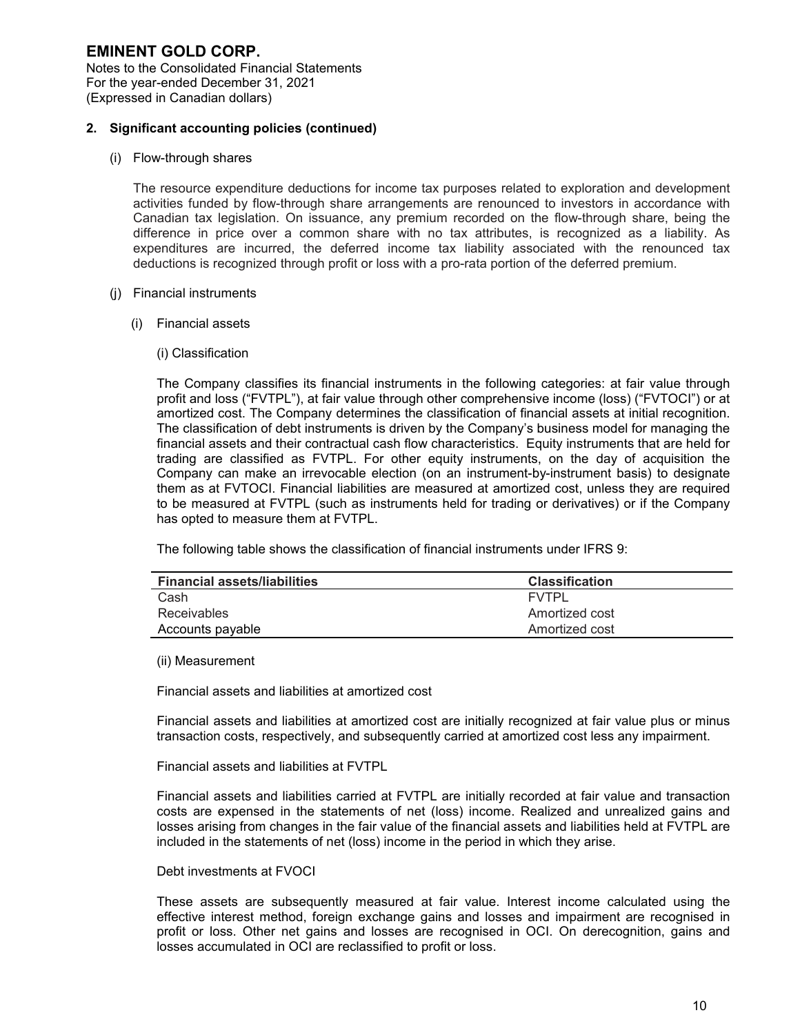## 2. Significant accounting policies (continued)

(i) Flow-through shares

The resource expenditure deductions for income tax purposes related to exploration and development activities funded by flow-through share arrangements are renounced to investors in accordance with Canadian tax legislation. On issuance, any premium recorded on the flow-through share, being the difference in price over a common share with no tax attributes, is recognized as a liability. As expenditures are incurred, the deferred income tax liability associated with the renounced tax deductions is recognized through profit or loss with a pro-rata portion of the deferred premium.

(j) Financial instruments

(i) Financial assets

(i) Classification

The Company classifies its financial instruments in the following categories: at fair value through profit and loss ("FVTPL"), at fair value through other comprehensive income (loss) ("FVTOCI") or at amortized cost. The Company determines the classification of financial assets at initial recognition. The classification of debt instruments is driven by the Company's business model for managing the financial assets and their contractual cash flow characteristics. Equity instruments that are held for trading are classified as FVTPL. For other equity instruments, on the day of acquisition the Company can make an irrevocable election (on an instrument-by-instrument basis) to designate them as at FVTOCI. Financial liabilities are measured at amortized cost, unless they are required to be measured at FVTPL (such as instruments held for trading or derivatives) or if the Company has opted to measure them at FVTPL.

The following table shows the classification of financial instruments under IFRS 9:

| Financial assets/liabilities | Classification |
|---|---|
| Cash | FVTPL |
| Receivables | Amortized cost |
| Accounts payable | Amortized cost |

(ii) Measurement

Financial assets and liabilities at amortized cost

Financial assets and liabilities at amortized cost are initially recognized at fair value plus or minus transaction costs, respectively, and subsequently carried at amortized cost less any impairment.

Financial assets and liabilities at FVTPL

Financial assets and liabilities carried at FVTPL are initially recorded at fair value and transaction costs are expensed in the statements of net (loss) income. Realized and unrealized gains and losses arising from changes in the fair value of the financial assets and liabilities held at FVTPL are included in the statements of net (loss) income in the period in which they arise.

Debt investments at FVOCI

These assets are subsequently measured at fair value. Interest income calculated using the effective interest method, foreign exchange gains and losses and impairment are recognised in profit or loss. Other net gains and losses are recognised in OCI. On derecognition, gains and losses accumulated in OCI are reclassified to profit or loss.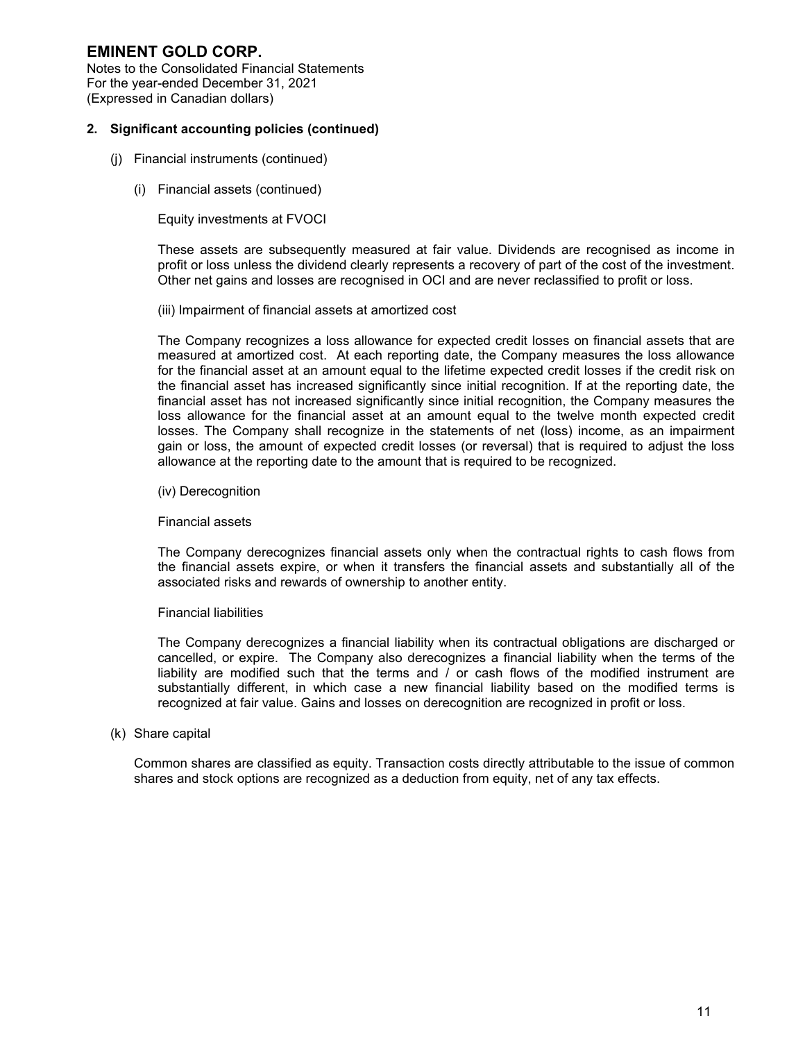## 2. Significant accounting policies (continued)

(j) Financial instruments (continued)

(i) Financial assets (continued)

Equity investments at FVOCI

These assets are subsequently measured at fair value. Dividends are recognised as income in profit or loss unless the dividend clearly represents a recovery of part of the cost of the investment. Other net gains and losses are recognised in OCI and are never reclassified to profit or loss.

(iii) Impairment of financial assets at amortized cost

The Company recognizes a loss allowance for expected credit losses on financial assets that are measured at amortized cost. At each reporting date, the Company measures the loss allowance for the financial asset at an amount equal to the lifetime expected credit losses if the credit risk on the financial asset has increased significantly since initial recognition. If at the reporting date, the financial asset has not increased significantly since initial recognition, the Company measures the loss allowance for the financial asset at an amount equal to the twelve month expected credit losses. The Company shall recognize in the statements of net (loss) income, as an impairment gain or loss, the amount of expected credit losses (or reversal) that is required to adjust the loss allowance at the reporting date to the amount that is required to be recognized.

(iv) Derecognition

Financial assets

The Company derecognizes financial assets only when the contractual rights to cash flows from the financial assets expire, or when it transfers the financial assets and substantially all of the associated risks and rewards of ownership to another entity.

Financial liabilities

The Company derecognizes a financial liability when its contractual obligations are discharged or cancelled, or expire. The Company also derecognizes a financial liability when the terms of the liability are modified such that the terms and / or cash flows of the modified instrument are substantially different, in which case a new financial liability based on the modified terms is recognized at fair value. Gains and losses on derecognition are recognized in profit or loss.

(k) Share capital

Common shares are classified as equity. Transaction costs directly attributable to the issue of common shares and stock options are recognized as a deduction from equity, net of any tax effects.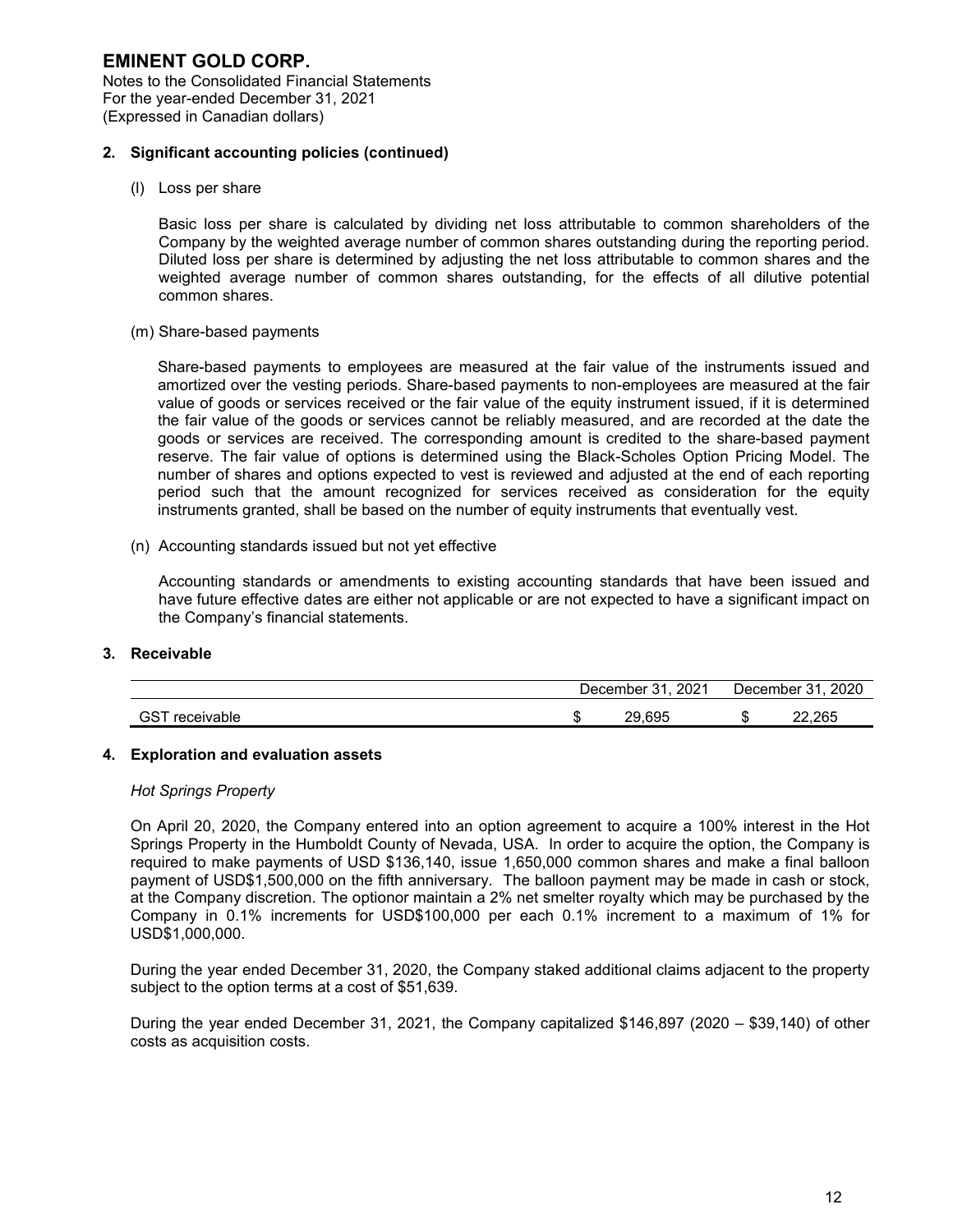# EMINENT GOLD CORP.

Notes to the Consolidated Financial Statements
For the year-ended December 31, 2021
(Expressed in Canadian dollars)

## 2. Significant accounting policies (continued)

(l) Loss per share

Basic loss per share is calculated by dividing net loss attributable to common shareholders of the Company by the weighted average number of common shares outstanding during the reporting period. Diluted loss per share is determined by adjusting the net loss attributable to common shares and the weighted average number of common shares outstanding, for the effects of all dilutive potential common shares.

(m) Share-based payments

Share-based payments to employees are measured at the fair value of the instruments issued and amortized over the vesting periods. Share-based payments to non-employees are measured at the fair value of goods or services received or the fair value of the equity instrument issued, if it is determined the fair value of the goods or services cannot be reliably measured, and are recorded at the date the goods or services are received. The corresponding amount is credited to the share-based payment reserve. The fair value of options is determined using the Black-Scholes Option Pricing Model. The number of shares and options expected to vest is reviewed and adjusted at the end of each reporting period such that the amount recognized for services received as consideration for the equity instruments granted, shall be based on the number of equity instruments that eventually vest.

(n) Accounting standards issued but not yet effective

Accounting standards or amendments to existing accounting standards that have been issued and have future effective dates are either not applicable or are not expected to have a significant impact on the Company's financial statements.

## 3. Receivable

| | December 31, 2021 | December 31, 2020 |
|---|---|---|
| GST receivable | $ 29,695 | $ 22,265 |

## 4. Exploration and evaluation assets

*Hot Springs Property*

On April 20, 2020, the Company entered into an option agreement to acquire a 100% interest in the Hot Springs Property in the Humboldt County of Nevada, USA. In order to acquire the option, the Company is required to make payments of USD $136,140, issue 1,650,000 common shares and make a final balloon payment of USD$1,500,000 on the fifth anniversary. The balloon payment may be made in cash or stock, at the Company discretion. The optionor maintain a 2% net smelter royalty which may be purchased by the Company in 0.1% increments for USD$100,000 per each 0.1% increment to a maximum of 1% for USD$1,000,000.

During the year ended December 31, 2020, the Company staked additional claims adjacent to the property subject to the option terms at a cost of $51,639.

During the year ended December 31, 2021, the Company capitalized $146,897 (2020 – $39,140) of other costs as acquisition costs.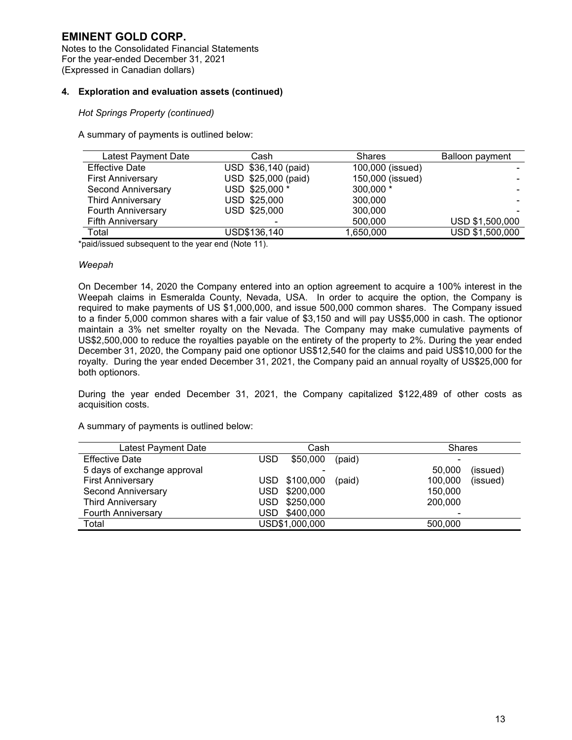# EMINENT GOLD CORP.

Notes to the Consolidated Financial Statements
For the year-ended December 31, 2021
(Expressed in Canadian dollars)

## 4. Exploration and evaluation assets (continued)

*Hot Springs Property (continued)*

A summary of payments is outlined below:

| Latest Payment Date | Cash | Shares | Balloon payment |
|---|---|---|---|
| Effective Date | USD $36,140 (paid) | 100,000 (issued) | - |
| First Anniversary | USD $25,000 (paid) | 150,000 (issued) | - |
| Second Anniversary | USD $25,000 * | 300,000 * | - |
| Third Anniversary | USD $25,000 | 300,000 | - |
| Fourth Anniversary | USD $25,000 | 300,000 | - |
| Fifth Anniversary | - | 500,000 | USD $1,500,000 |
| Total | USD$136,140 | 1,650,000 | USD $1,500,000 |

*paid/issued subsequent to the year end (Note 11).

*Weepah*

On December 14, 2020 the Company entered into an option agreement to acquire a 100% interest in the Weepah claims in Esmeralda County, Nevada, USA. In order to acquire the option, the Company is required to make payments of US $1,000,000, and issue 500,000 common shares. The Company issued to a finder 5,000 common shares with a fair value of $3,150 and will pay US$5,000 in cash. The optionor maintain a 3% net smelter royalty on the Nevada. The Company may make cumulative payments of US$2,500,000 to reduce the royalties payable on the entirety of the property to 2%. During the year ended December 31, 2020, the Company paid one optionor US$12,540 for the claims and paid US$10,000 for the royalty. During the year ended December 31, 2021, the Company paid an annual royalty of US$25,000 for both optionors.

During the year ended December 31, 2021, the Company capitalized $122,489 of other costs as acquisition costs.

A summary of payments is outlined below:

| Latest Payment Date | Cash | Shares |
|---|---|---|
| Effective Date | USD $50,000 (paid) | - |
| 5 days of exchange approval | - | 50,000 (issued) |
| First Anniversary | USD $100,000 (paid) | 100,000 (issued) |
| Second Anniversary | USD $200,000 | 150,000 |
| Third Anniversary | USD $250,000 | 200,000 |
| Fourth Anniversary | USD $400,000 | - |
| Total | USD$1,000,000 | 500,000 |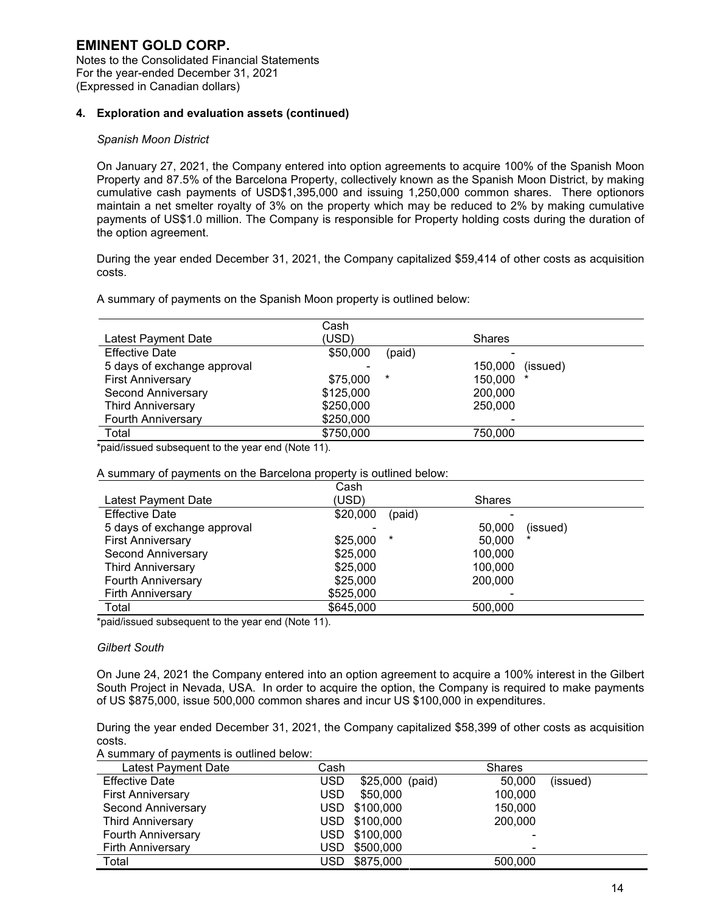# EMINENT GOLD CORP.

Notes to the Consolidated Financial Statements
For the year-ended December 31, 2021
(Expressed in Canadian dollars)

## 4. Exploration and evaluation assets (continued)

*Spanish Moon District*

On January 27, 2021, the Company entered into option agreements to acquire 100% of the Spanish Moon Property and 87.5% of the Barcelona Property, collectively known as the Spanish Moon District, by making cumulative cash payments of USD$1,395,000 and issuing 1,250,000 common shares. There optionors maintain a net smelter royalty of 3% on the property which may be reduced to 2% by making cumulative payments of US$1.0 million. The Company is responsible for Property holding costs during the duration of the option agreement.

During the year ended December 31, 2021, the Company capitalized $59,414 of other costs as acquisition costs.

A summary of payments on the Spanish Moon property is outlined below:

| Latest Payment Date | Cash (USD) | | Shares | |
|---|---|---|---|---|
| Effective Date | $50,000 | (paid) | - | |
| 5 days of exchange approval | - | | 150,000 | (issued) |
| First Anniversary | $75,000 | * | 150,000 | * |
| Second Anniversary | $125,000 | | 200,000 | |
| Third Anniversary | $250,000 | | 250,000 | |
| Fourth Anniversary | $250,000 | | - | |
| Total | $750,000 | | 750,000 | |

*paid/issued subsequent to the year end (Note 11).

A summary of payments on the Barcelona property is outlined below:

| Latest Payment Date | Cash (USD) | | Shares | |
|---|---|---|---|---|
| Effective Date | $20,000 | (paid) | - | |
| 5 days of exchange approval | - | | 50,000 | (issued) |
| First Anniversary | $25,000 | * | 50,000 | * |
| Second Anniversary | $25,000 | | 100,000 | |
| Third Anniversary | $25,000 | | 100,000 | |
| Fourth Anniversary | $25,000 | | 200,000 | |
| Firth Anniversary | $525,000 | | - | |
| Total | $645,000 | | 500,000 | |

*paid/issued subsequent to the year end (Note 11).

*Gilbert South*

On June 24, 2021 the Company entered into an option agreement to acquire a 100% interest in the Gilbert South Project in Nevada, USA. In order to acquire the option, the Company is required to make payments of US $875,000, issue 500,000 common shares and incur US $100,000 in expenditures.

During the year ended December 31, 2021, the Company capitalized $58,399 of other costs as acquisition costs.

A summary of payments is outlined below:

| Latest Payment Date | Cash | | Shares | |
|---|---|---|---|---|
| Effective Date | USD $25,000 | (paid) | 50,000 | (issued) |
| First Anniversary | USD $50,000 | | 100,000 | |
| Second Anniversary | USD $100,000 | | 150,000 | |
| Third Anniversary | USD $100,000 | | 200,000 | |
| Fourth Anniversary | USD $100,000 | | - | |
| Firth Anniversary | USD $500,000 | | - | |
| Total | USD $875,000 | | 500,000 | |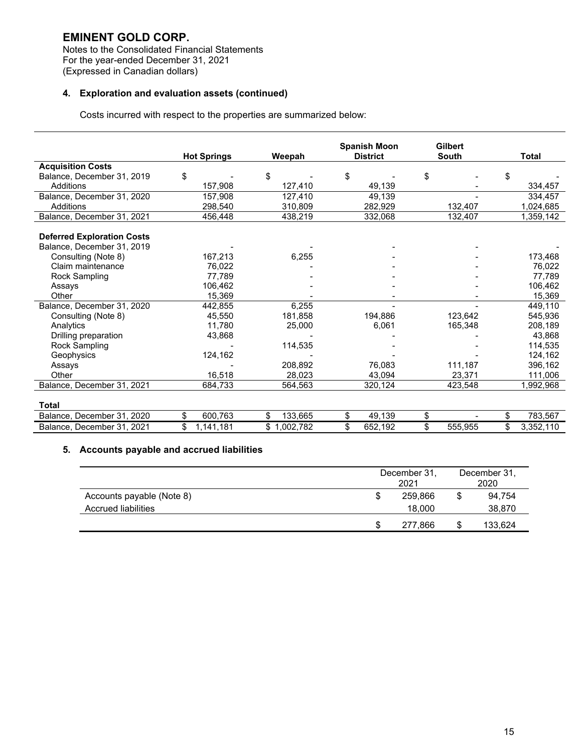# EMINENT GOLD CORP.

Notes to the Consolidated Financial Statements
For the year-ended December 31, 2021
(Expressed in Canadian dollars)

## 4. Exploration and evaluation assets (continued)

Costs incurred with respect to the properties are summarized below:

| | Hot Springs | Weepah | Spanish Moon District | Gilbert South | Total |
|---|---|---|---|---|---|
| **Acquisition Costs** | | | | | |
| Balance, December 31, 2019 | $ - | $ - | $ - | $ - | $ - |
| Additions | 157,908 | 127,410 | 49,139 | - | 334,457 |
| Balance, December 31, 2020 | 157,908 | 127,410 | 49,139 | - | 334,457 |
| Additions | 298,540 | 310,809 | 282,929 | 132,407 | 1,024,685 |
| Balance, December 31, 2021 | 456,448 | 438,219 | 332,068 | 132,407 | 1,359,142 |
| **Deferred Exploration Costs** | | | | | |
| Balance, December 31, 2019 | - | - | - | - | - |
| Consulting (Note 8) | 167,213 | 6,255 | - | - | 173,468 |
| Claim maintenance | 76,022 | - | - | - | 76,022 |
| Rock Sampling | 77,789 | - | - | - | 77,789 |
| Assays | 106,462 | - | - | - | 106,462 |
| Other | 15,369 | - | - | - | 15,369 |
| Balance, December 31, 2020 | 442,855 | 6,255 | - | - | 449,110 |
| Consulting (Note 8) | 45,550 | 181,858 | 194,886 | 123,642 | 545,936 |
| Analytics | 11,780 | 25,000 | 6,061 | 165,348 | 208,189 |
| Drilling preparation | 43,868 | - | - | - | 43,868 |
| Rock Sampling | - | 114,535 | - | - | 114,535 |
| Geophysics | 124,162 | - | - | - | 124,162 |
| Assays | - | 208,892 | 76,083 | 111,187 | 396,162 |
| Other | 16,518 | 28,023 | 43,094 | 23,371 | 111,006 |
| Balance, December 31, 2021 | 684,733 | 564,563 | 320,124 | 423,548 | 1,992,968 |
| **Total** | | | | | |
| Balance, December 31, 2020 | $ 600,763 | $ 133,665 | $ 49,139 | $ - | $ 783,567 |
| Balance, December 31, 2021 | $ 1,141,181 | $ 1,002,782 | $ 652,192 | $ 555,955 | $ 3,352,110 |

## 5. Accounts payable and accrued liabilities

| | December 31, 2021 | December 31, 2020 |
|---|---|---|
| Accounts payable (Note 8) | $ 259,866 | $ 94,754 |
| Accrued liabilities | 18,000 | 38,870 |
| | $ 277,866 | $ 133,624 |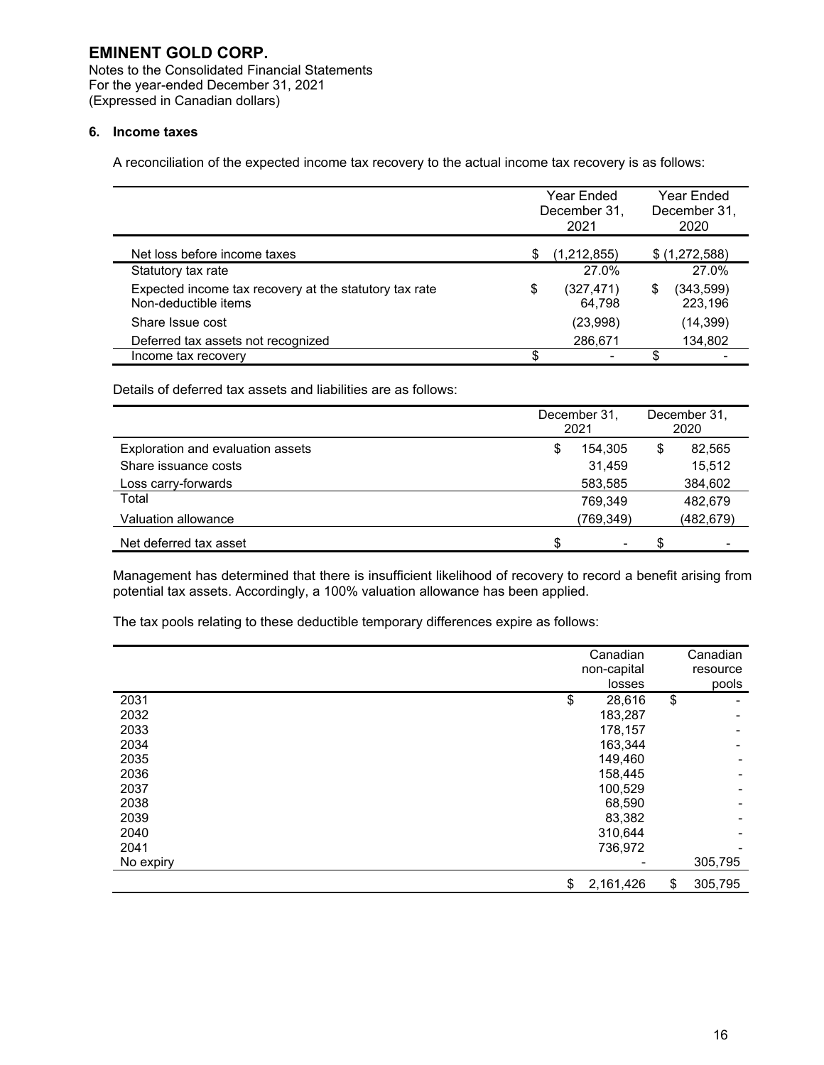## 6. Income taxes

A reconciliation of the expected income tax recovery to the actual income tax recovery is as follows:

| | Year Ended December 31, 2021 | Year Ended December 31, 2020 |
|---|---|---|
| Net loss before income taxes | $ (1,212,855) | $ (1,272,588) |
| Statutory tax rate | 27.0% | 27.0% |
| Expected income tax recovery at the statutory tax rate | $ (327,471) | $ (343,599) |
| Non-deductible items | 64,798 | 223,196 |
| Share Issue cost | (23,998) | (14,399) |
| Deferred tax assets not recognized | 286,671 | 134,802 |
| Income tax recovery | $ - | $ - |

Details of deferred tax assets and liabilities are as follows:

| | December 31, 2021 | December 31, 2020 |
|---|---|---|
| Exploration and evaluation assets | $ 154,305 | $ 82,565 |
| Share issuance costs | 31,459 | 15,512 |
| Loss carry-forwards | 583,585 | 384,602 |
| Total | 769,349 | 482,679 |
| Valuation allowance | (769,349) | (482,679) |
| Net deferred tax asset | $ - | $ - |

Management has determined that there is insufficient likelihood of recovery to record a benefit arising from potential tax assets. Accordingly, a 100% valuation allowance has been applied.

The tax pools relating to these deductible temporary differences expire as follows:

| | Canadian non-capital losses | Canadian resource pools |
|---|---|---|
| 2031 | $ 28,616 | $ - |
| 2032 | 183,287 | - |
| 2033 | 178,157 | - |
| 2034 | 163,344 | - |
| 2035 | 149,460 | - |
| 2036 | 158,445 | - |
| 2037 | 100,529 | - |
| 2038 | 68,590 | - |
| 2039 | 83,382 | - |
| 2040 | 310,644 | - |
| 2041 | 736,972 | - |
| No expiry | - | 305,795 |
| | $ 2,161,426 | $ 305,795 |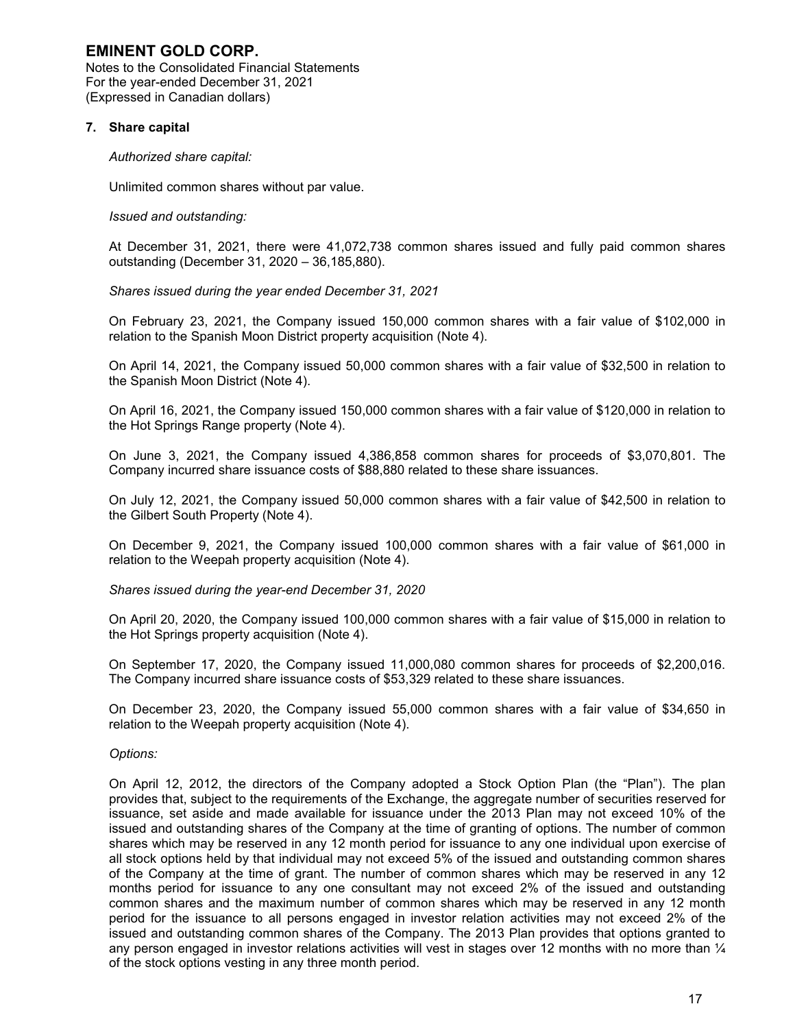# EMINENT GOLD CORP.

Notes to the Consolidated Financial Statements
For the year-ended December 31, 2021
(Expressed in Canadian dollars)

## 7. Share capital

*Authorized share capital:*

Unlimited common shares without par value.

*Issued and outstanding:*

At December 31, 2021, there were 41,072,738 common shares issued and fully paid common shares outstanding (December 31, 2020 – 36,185,880).

*Shares issued during the year ended December 31, 2021*

On February 23, 2021, the Company issued 150,000 common shares with a fair value of $102,000 in relation to the Spanish Moon District property acquisition (Note 4).

On April 14, 2021, the Company issued 50,000 common shares with a fair value of $32,500 in relation to the Spanish Moon District (Note 4).

On April 16, 2021, the Company issued 150,000 common shares with a fair value of $120,000 in relation to the Hot Springs Range property (Note 4).

On June 3, 2021, the Company issued 4,386,858 common shares for proceeds of $3,070,801. The Company incurred share issuance costs of $88,880 related to these share issuances.

On July 12, 2021, the Company issued 50,000 common shares with a fair value of $42,500 in relation to the Gilbert South Property (Note 4).

On December 9, 2021, the Company issued 100,000 common shares with a fair value of $61,000 in relation to the Weepah property acquisition (Note 4).

*Shares issued during the year-end December 31, 2020*

On April 20, 2020, the Company issued 100,000 common shares with a fair value of $15,000 in relation to the Hot Springs property acquisition (Note 4).

On September 17, 2020, the Company issued 11,000,080 common shares for proceeds of $2,200,016. The Company incurred share issuance costs of $53,329 related to these share issuances.

On December 23, 2020, the Company issued 55,000 common shares with a fair value of $34,650 in relation to the Weepah property acquisition (Note 4).

*Options:*

On April 12, 2012, the directors of the Company adopted a Stock Option Plan (the "Plan"). The plan provides that, subject to the requirements of the Exchange, the aggregate number of securities reserved for issuance, set aside and made available for issuance under the 2013 Plan may not exceed 10% of the issued and outstanding shares of the Company at the time of granting of options. The number of common shares which may be reserved in any 12 month period for issuance to any one individual upon exercise of all stock options held by that individual may not exceed 5% of the issued and outstanding common shares of the Company at the time of grant. The number of common shares which may be reserved in any 12 months period for issuance to any one consultant may not exceed 2% of the issued and outstanding common shares and the maximum number of common shares which may be reserved in any 12 month period for the issuance to all persons engaged in investor relation activities may not exceed 2% of the issued and outstanding common shares of the Company. The 2013 Plan provides that options granted to any person engaged in investor relations activities will vest in stages over 12 months with no more than ¼ of the stock options vesting in any three month period.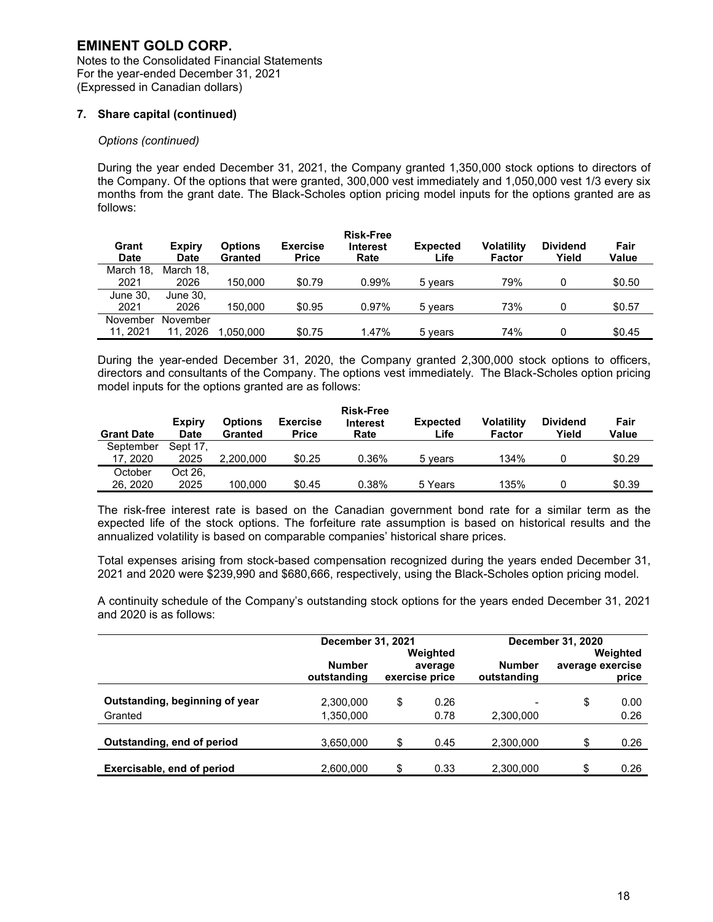# EMINENT GOLD CORP.

Notes to the Consolidated Financial Statements
For the year-ended December 31, 2021
(Expressed in Canadian dollars)

## 7. Share capital (continued)

*Options (continued)*

During the year ended December 31, 2021, the Company granted 1,350,000 stock options to directors of the Company. Of the options that were granted, 300,000 vest immediately and 1,050,000 vest 1/3 every six months from the grant date. The Black-Scholes option pricing model inputs for the options granted are as follows:

| Grant Date | Expiry Date | Options Granted | Exercise Price | Risk-Free Interest Rate | Expected Life | Volatility Factor | Dividend Yield | Fair Value |
|---|---|---|---|---|---|---|---|---|
| March 18, 2021 | March 18, 2026 | 150,000 | $0.79 | 0.99% | 5 years | 79% | 0 | $0.50 |
| June 30, 2021 | June 30, 2026 | 150,000 | $0.95 | 0.97% | 5 years | 73% | 0 | $0.57 |
| November 11, 2021 | November 11, 2026 | 1,050,000 | $0.75 | 1.47% | 5 years | 74% | 0 | $0.45 |

During the year-ended December 31, 2020, the Company granted 2,300,000 stock options to officers, directors and consultants of the Company. The options vest immediately. The Black-Scholes option pricing model inputs for the options granted are as follows:

| Grant Date | Expiry Date | Options Granted | Exercise Price | Risk-Free Interest Rate | Expected Life | Volatility Factor | Dividend Yield | Fair Value |
|---|---|---|---|---|---|---|---|---|
| September 17, 2020 | Sept 17, 2025 | 2,200,000 | $0.25 | 0.36% | 5 years | 134% | 0 | $0.29 |
| October 26, 2020 | Oct 26, 2025 | 100,000 | $0.45 | 0.38% | 5 Years | 135% | 0 | $0.39 |

The risk-free interest rate is based on the Canadian government bond rate for a similar term as the expected life of the stock options. The forfeiture rate assumption is based on historical results and the annualized volatility is based on comparable companies' historical share prices.

Total expenses arising from stock-based compensation recognized during the years ended December 31, 2021 and 2020 were $239,990 and $680,666, respectively, using the Black-Scholes option pricing model.

A continuity schedule of the Company's outstanding stock options for the years ended December 31, 2021 and 2020 is as follows:

| | December 31, 2021 | | December 31, 2020 | |
|---|---|---|---|---|
| | Number outstanding | Weighted average exercise price | Number outstanding | Weighted average exercise price |
| **Outstanding, beginning of year** | 2,300,000 | $ 0.26 | - | $ 0.00 |
| Granted | 1,350,000 | 0.78 | 2,300,000 | 0.26 |
| **Outstanding, end of period** | 3,650,000 | $ 0.45 | 2,300,000 | $ 0.26 |
| **Exercisable, end of period** | 2,600,000 | $ 0.33 | 2,300,000 | $ 0.26 |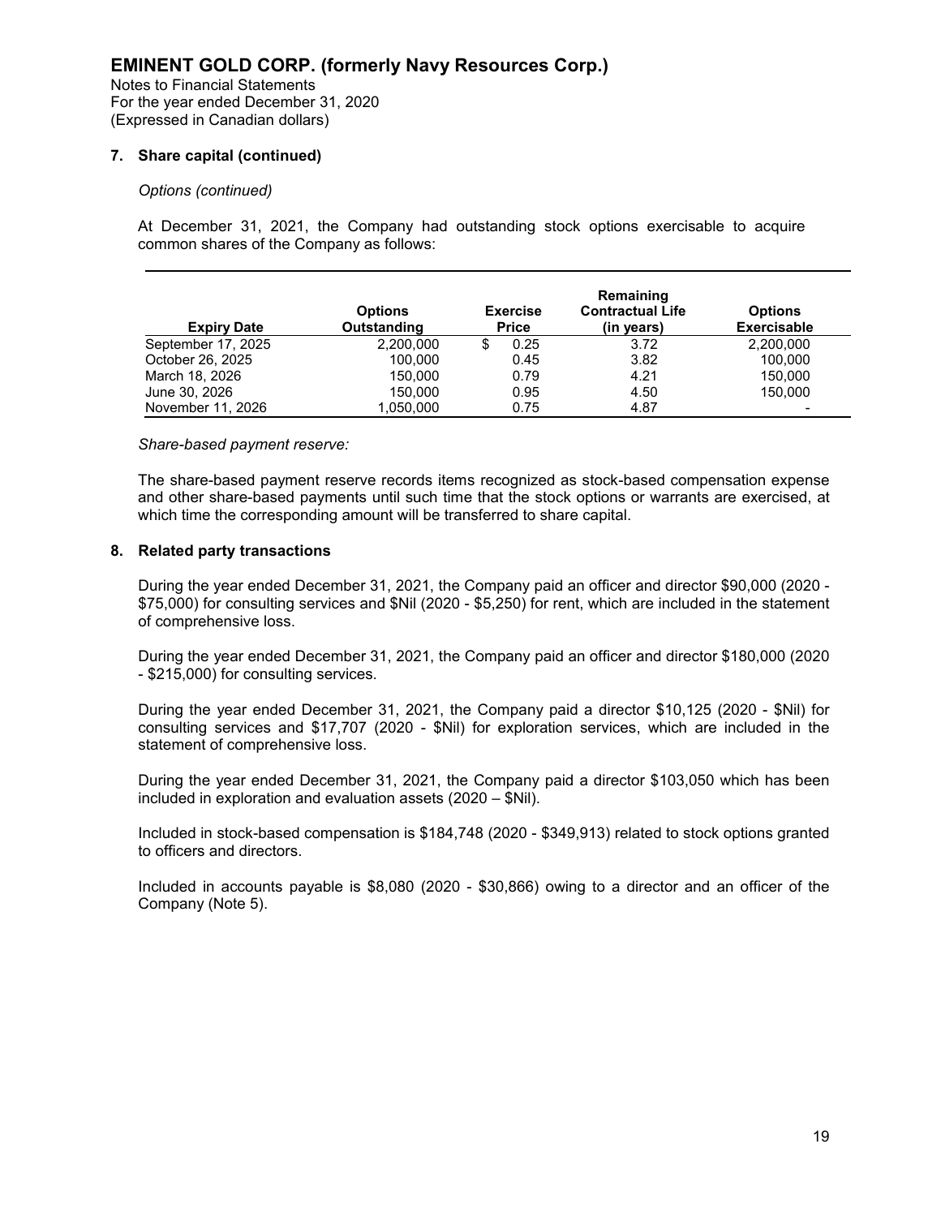# EMINENT GOLD CORP. (formerly Navy Resources Corp.)

Notes to Financial Statements
For the year ended December 31, 2020
(Expressed in Canadian dollars)

## 7. Share capital (continued)

*Options (continued)*

At December 31, 2021, the Company had outstanding stock options exercisable to acquire common shares of the Company as follows:

| Expiry Date | Options Outstanding | Exercise Price | Remaining Contractual Life (in years) | Options Exercisable |
|---|---|---|---|---|
| September 17, 2025 | 2,200,000 | $ 0.25 | 3.72 | 2,200,000 |
| October 26, 2025 | 100,000 | 0.45 | 3.82 | 100,000 |
| March 18, 2026 | 150,000 | 0.79 | 4.21 | 150,000 |
| June 30, 2026 | 150,000 | 0.95 | 4.50 | 150,000 |
| November 11, 2026 | 1,050,000 | 0.75 | 4.87 | - |

*Share-based payment reserve:*

The share-based payment reserve records items recognized as stock-based compensation expense and other share-based payments until such time that the stock options or warrants are exercised, at which time the corresponding amount will be transferred to share capital.

## 8. Related party transactions

During the year ended December 31, 2021, the Company paid an officer and director $90,000 (2020 - $75,000) for consulting services and $Nil (2020 - $5,250) for rent, which are included in the statement of comprehensive loss.

During the year ended December 31, 2021, the Company paid an officer and director $180,000 (2020 - $215,000) for consulting services.

During the year ended December 31, 2021, the Company paid a director $10,125 (2020 - $Nil) for consulting services and $17,707 (2020 - $Nil) for exploration services, which are included in the statement of comprehensive loss.

During the year ended December 31, 2021, the Company paid a director $103,050 which has been included in exploration and evaluation assets (2020 – $Nil).

Included in stock-based compensation is $184,748 (2020 - $349,913) related to stock options granted to officers and directors.

Included in accounts payable is $8,080 (2020 - $30,866) owing to a director and an officer of the Company (Note 5).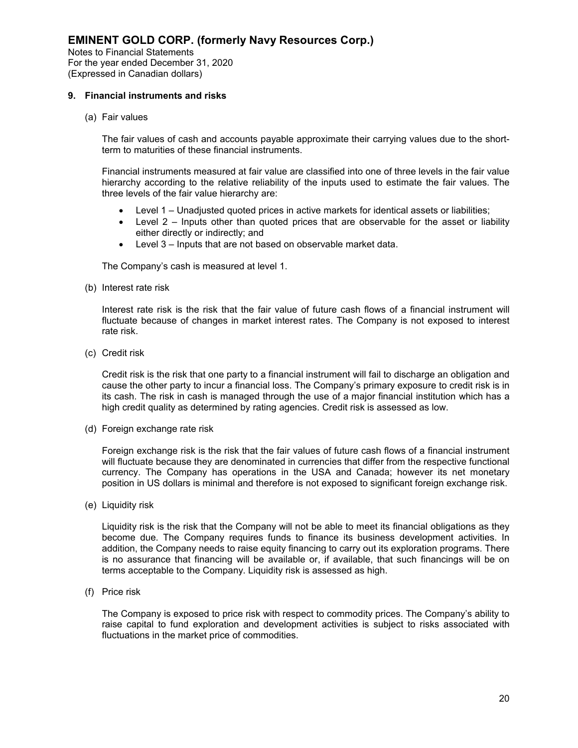## 9. Financial instruments and risks

(a) Fair values

The fair values of cash and accounts payable approximate their carrying values due to the short-term to maturities of these financial instruments.

Financial instruments measured at fair value are classified into one of three levels in the fair value hierarchy according to the relative reliability of the inputs used to estimate the fair values. The three levels of the fair value hierarchy are:

- Level 1 – Unadjusted quoted prices in active markets for identical assets or liabilities;
- Level 2 – Inputs other than quoted prices that are observable for the asset or liability either directly or indirectly; and
- Level 3 – Inputs that are not based on observable market data.

The Company's cash is measured at level 1.

(b) Interest rate risk

Interest rate risk is the risk that the fair value of future cash flows of a financial instrument will fluctuate because of changes in market interest rates. The Company is not exposed to interest rate risk.

(c) Credit risk

Credit risk is the risk that one party to a financial instrument will fail to discharge an obligation and cause the other party to incur a financial loss. The Company's primary exposure to credit risk is in its cash. The risk in cash is managed through the use of a major financial institution which has a high credit quality as determined by rating agencies. Credit risk is assessed as low.

(d) Foreign exchange rate risk

Foreign exchange risk is the risk that the fair values of future cash flows of a financial instrument will fluctuate because they are denominated in currencies that differ from the respective functional currency. The Company has operations in the USA and Canada; however its net monetary position in US dollars is minimal and therefore is not exposed to significant foreign exchange risk.

(e) Liquidity risk

Liquidity risk is the risk that the Company will not be able to meet its financial obligations as they become due. The Company requires funds to finance its business development activities. In addition, the Company needs to raise equity financing to carry out its exploration programs. There is no assurance that financing will be available or, if available, that such financings will be on terms acceptable to the Company. Liquidity risk is assessed as high.

(f) Price risk

The Company is exposed to price risk with respect to commodity prices. The Company's ability to raise capital to fund exploration and development activities is subject to risks associated with fluctuations in the market price of commodities.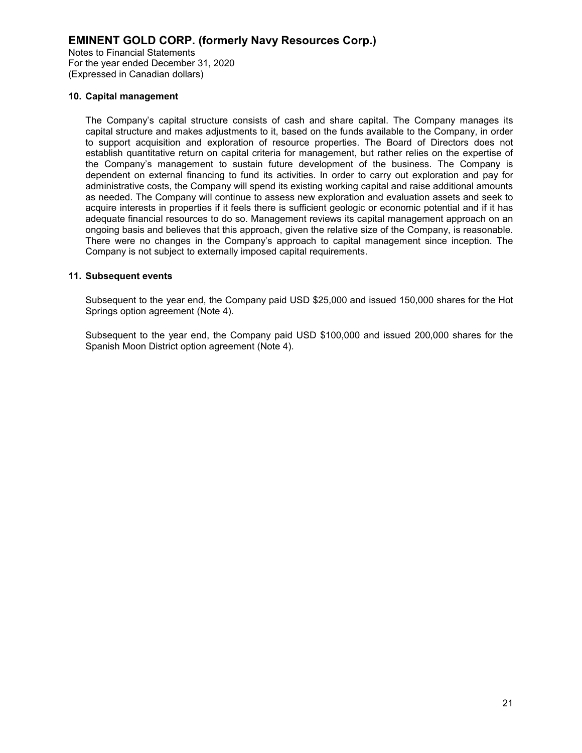## 10. Capital management

The Company's capital structure consists of cash and share capital. The Company manages its capital structure and makes adjustments to it, based on the funds available to the Company, in order to support acquisition and exploration of resource properties. The Board of Directors does not establish quantitative return on capital criteria for management, but rather relies on the expertise of the Company's management to sustain future development of the business. The Company is dependent on external financing to fund its activities. In order to carry out exploration and pay for administrative costs, the Company will spend its existing working capital and raise additional amounts as needed. The Company will continue to assess new exploration and evaluation assets and seek to acquire interests in properties if it feels there is sufficient geologic or economic potential and if it has adequate financial resources to do so. Management reviews its capital management approach on an ongoing basis and believes that this approach, given the relative size of the Company, is reasonable. There were no changes in the Company's approach to capital management since inception. The Company is not subject to externally imposed capital requirements.

## 11. Subsequent events

Subsequent to the year end, the Company paid USD $25,000 and issued 150,000 shares for the Hot Springs option agreement (Note 4).

Subsequent to the year end, the Company paid USD $100,000 and issued 200,000 shares for the Spanish Moon District option agreement (Note 4).